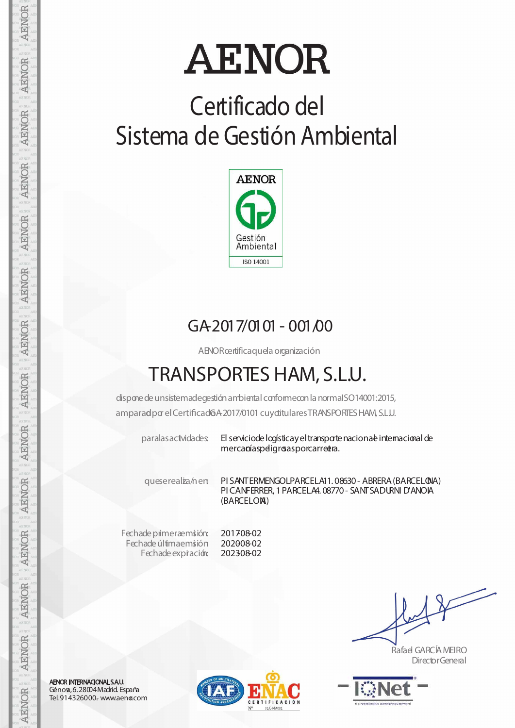# AENOR

## Certificado del Sistema de Gestión Ambiental

AENOR

Gestión Ambiental

ISO 14001

### GA-2017/0101 - 001/00

AENOR certifica que la organización

## TRANSPORTES HAM, S.L.U.

dispone de un sistema de gestión ambiental conforme con la norma ISO 14001:2015, amparado por el Certificado GA-2017/0101 cuyo titular es TRANSPORTES HAM, S.L.U.

para las actividades: El servicio de logística y el transporte nacional e internacional de mercancías peligrosas por carretera.

que se realiza/n en: PI SANT ERMENGOL PARCELA 11. 08630 - ABRERA (BARCELONA)
PI CAN FERRER, 1 PARCELA 4. 08770 - SANT SADURNI D'ANOIA (BARCELONA)

Fecha de primera emisión: 2017-08-02
Fecha de última emisión: 2020-08-02
Fecha de expiración: 2023-08-02

Rafael GARCÍA MEIRO
Director General

AENOR INTERNACIONAL S.A.U.
Génova, 6. 28004 Madrid. España
Tel. 914326000.- www.aenor.com

IAF ENAC CERTIFICACIÓN Nº 01/C-MA001

IQNet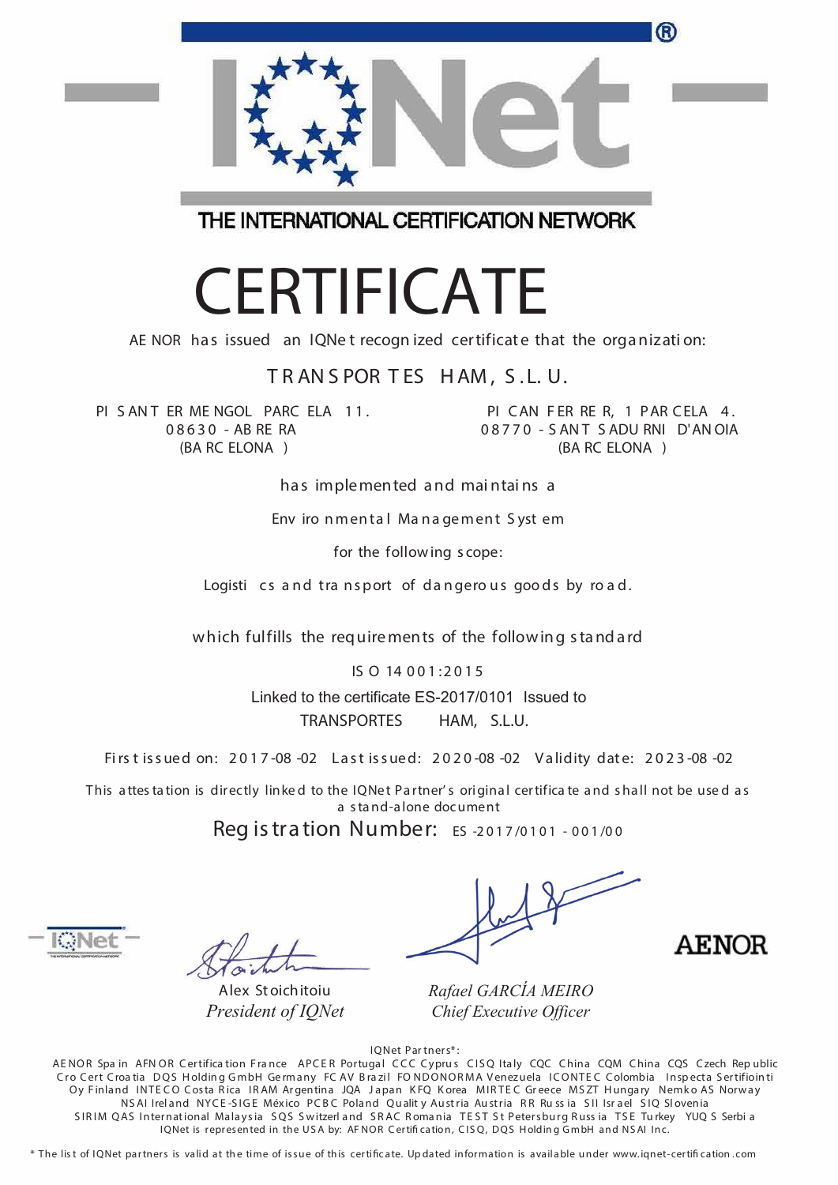THE INTERNATIONAL CERTIFICATION NETWORK

# CERTIFICATE

AENOR has issued an IQNet recognized certificate that the organization:

## TRANSPORTES HAM, S.L.U.

PI SANT ERMENGOL PARCELA 11.
08630 - ABRERA
(BARCELONA )

PI CAN FERRER, 1 PARCELA 4.
08770 - SANT SADURNI D'ANOIA
(BARCELONA )

has implemented and maintains a

Environmental Management System

for the following scope:

Logistics and transport of dangerous goods by road.

which fulfills the requirements of the following standard

ISO 14001:2015

Linked to the certificate ES-2017/0101 Issued to
TRANSPORTES HAM, S.L.U.

First issued on: 2017-08-02 Last issued: 2020-08-02 Validity date: 2023-08-02

This attestation is directly linked to the IQNet Partner's original certificate and shall not be used as a stand-alone document

Registration Number: ES-2017/0101 - 001/00

Alex Stoichitoiu
*President of IQNet*

Rafael GARCÍA MEIRO
*Chief Executive Officer*

AENOR

IQNet Partners*:

AENOR Spain AFNOR Certification France APCER Portugal CCC Cyprus CISQ Italy CQC China CQM China CQS Czech Republic Cro Cert Croatia DQS Holding GmbH Germany FCAV Brazil FONDONORMA Venezuela ICONTEC Colombia Inspecta Sertifiointi Oy Finland INTECO Costa Rica IRAM Argentina JQA Japan KFQ Korea MIRTEC Greece MSZT Hungary Nemko AS Norway NSAI Ireland NYCE-SIGE México PCBC Poland Quality Austria Austria RR Russia SII Israel SIQ Slovenia SIRIM QAS International Malaysia SQS Switzerland SRAC Romania TEST St Petersburg Russia TSE Turkey YUQS Serbia IQNet is represented in the USA by: AFNOR Certification, CISQ, DQS Holding GmbH and NSAI Inc.

* The list of IQNet partners is valid at the time of issue of this certificate. Updated information is available under www.iqnet-certification.com